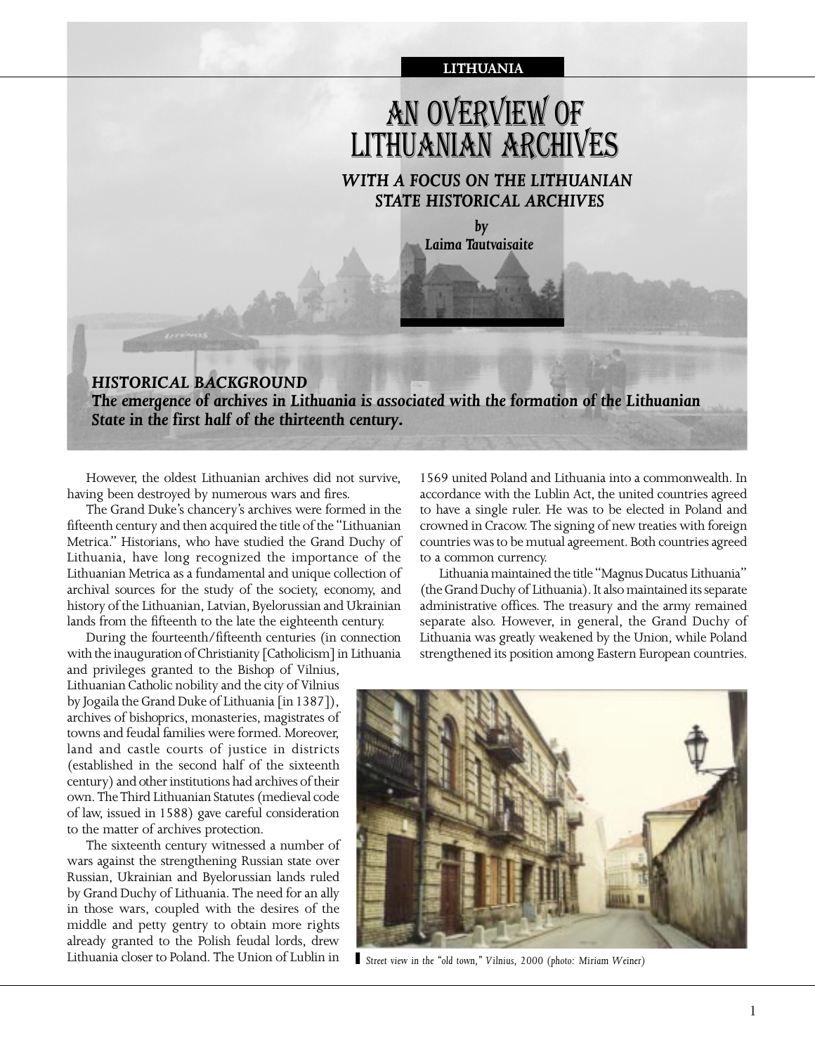LITHUANIA

# AN OVERVIEW OF LITHUANIAN ARCHIVES

## *WITH A FOCUS ON THE LITHUANIAN STATE HISTORICAL ARCHIVES*

***by Laima Tautvaisaite***

### *HISTORICAL BACKGROUND*

***The emergence of archives in Lithuania is associated with the formation of the Lithuanian State in the first half of the thirteenth century.***

However, the oldest Lithuanian archives did not survive, having been destroyed by numerous wars and fires.

The Grand Duke's chancery's archives were formed in the fifteenth century and then acquired the title of the "Lithuanian Metrica." Historians, who have studied the Grand Duchy of Lithuania, have long recognized the importance of the Lithuanian Metrica as a fundamental and unique collection of archival sources for the study of the society, economy, and history of the Lithuanian, Latvian, Byelorussian and Ukrainian lands from the fifteenth to the late the eighteenth century.

During the fourteenth/fifteenth centuries (in connection with the inauguration of Christianity [Catholicism] in Lithuania and privileges granted to the Bishop of Vilnius, Lithuanian Catholic nobility and the city of Vilnius by Jogaila the Grand Duke of Lithuania [in 1387]), archives of bishoprics, monasteries, magistrates of towns and feudal families were formed. Moreover, land and castle courts of justice in districts (established in the second half of the sixteenth century) and other institutions had archives of their own. The Third Lithuanian Statutes (medieval code of law, issued in 1588) gave careful consideration to the matter of archives protection.

The sixteenth century witnessed a number of wars against the strengthening Russian state over Russian, Ukrainian and Byelorussian lands ruled by Grand Duchy of Lithuania. The need for an ally in those wars, coupled with the desires of the middle and petty gentry to obtain more rights already granted to the Polish feudal lords, drew Lithuania closer to Poland. The Union of Lublin in 1569 united Poland and Lithuania into a commonwealth. In accordance with the Lublin Act, the united countries agreed to have a single ruler. He was to be elected in Poland and crowned in Cracow. The signing of new treaties with foreign countries was to be mutual agreement. Both countries agreed to a common currency.

Lithuania maintained the title "Magnus Ducatus Lithuania" (the Grand Duchy of Lithuania). It also maintained its separate administrative offices. The treasury and the army remained separate also. However, in general, the Grand Duchy of Lithuania was greatly weakened by the Union, while Poland strengthened its position among Eastern European countries.

*Street view in the "old town," Vilnius, 2000 (photo: Miriam Weiner)*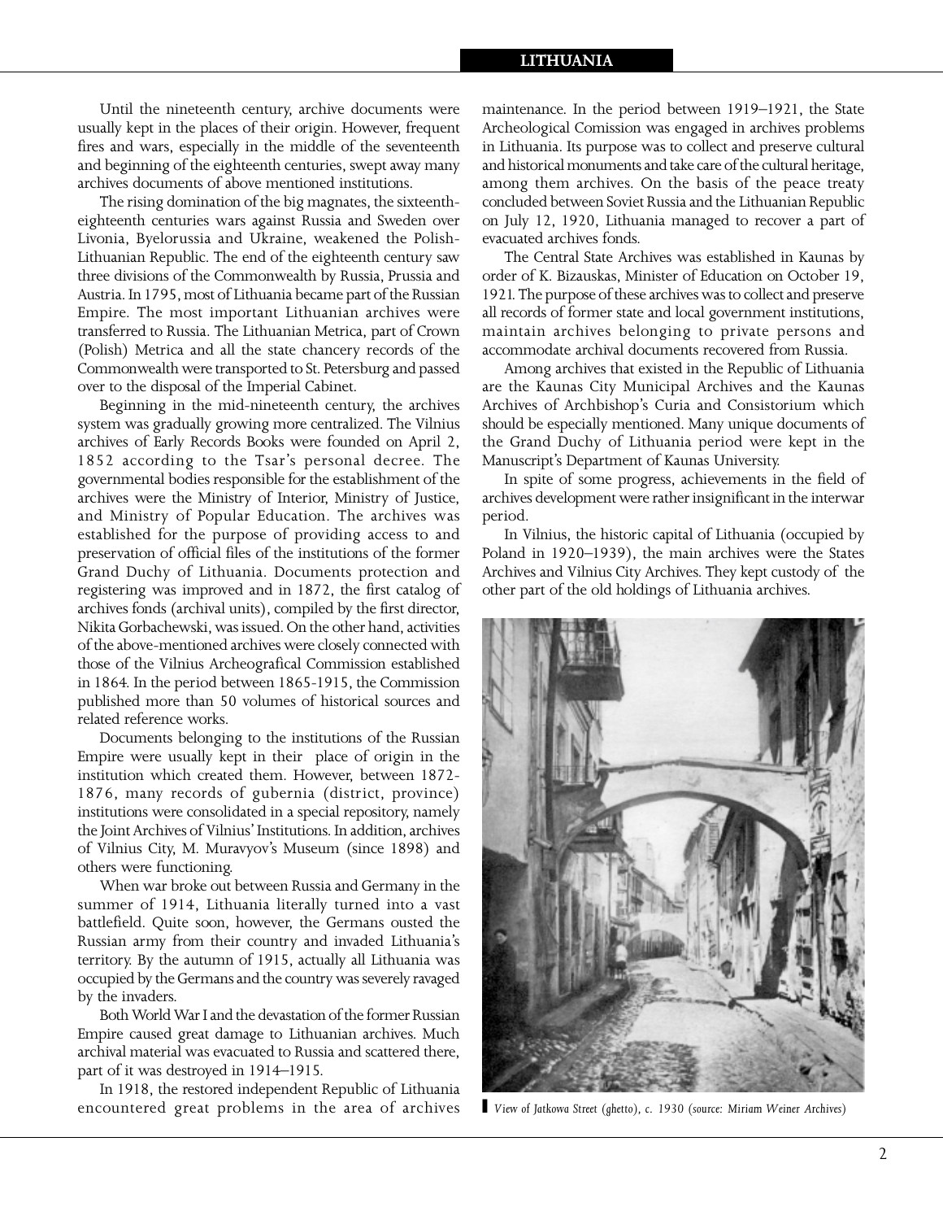Until the nineteenth century, archive documents were usually kept in the places of their origin. However, frequent fires and wars, especially in the middle of the seventeenth and beginning of the eighteenth centuries, swept away many archives documents of above mentioned institutions.

The rising domination of the big magnates, the sixteenth-eighteenth centuries wars against Russia and Sweden over Livonia, Byelorussia and Ukraine, weakened the Polish-Lithuanian Republic. The end of the eighteenth century saw three divisions of the Commonwealth by Russia, Prussia and Austria. In 1795, most of Lithuania became part of the Russian Empire. The most important Lithuanian archives were transferred to Russia. The Lithuanian Metrica, part of Crown (Polish) Metrica and all the state chancery records of the Commonwealth were transported to St. Petersburg and passed over to the disposal of the Imperial Cabinet.

Beginning in the mid-nineteenth century, the archives system was gradually growing more centralized. The Vilnius archives of Early Records Books were founded on April 2, 1852 according to the Tsar's personal decree. The governmental bodies responsible for the establishment of the archives were the Ministry of Interior, Ministry of Justice, and Ministry of Popular Education. The archives was established for the purpose of providing access to and preservation of official files of the institutions of the former Grand Duchy of Lithuania. Documents protection and registering was improved and in 1872, the first catalog of archives fonds (archival units), compiled by the first director, Nikita Gorbachewski, was issued. On the other hand, activities of the above-mentioned archives were closely connected with those of the Vilnius Archeografical Commission established in 1864. In the period between 1865-1915, the Commission published more than 50 volumes of historical sources and related reference works.

Documents belonging to the institutions of the Russian Empire were usually kept in their place of origin in the institution which created them. However, between 1872-1876, many records of gubernia (district, province) institutions were consolidated in a special repository, namely the Joint Archives of Vilnius' Institutions. In addition, archives of Vilnius City, M. Muravyov's Museum (since 1898) and others were functioning.

When war broke out between Russia and Germany in the summer of 1914, Lithuania literally turned into a vast battlefield. Quite soon, however, the Germans ousted the Russian army from their country and invaded Lithuania's territory. By the autumn of 1915, actually all Lithuania was occupied by the Germans and the country was severely ravaged by the invaders.

Both World War I and the devastation of the former Russian Empire caused great damage to Lithuanian archives. Much archival material was evacuated to Russia and scattered there, part of it was destroyed in 1914–1915.

In 1918, the restored independent Republic of Lithuania encountered great problems in the area of archives maintenance. In the period between 1919–1921, the State Archeological Comission was engaged in archives problems in Lithuania. Its purpose was to collect and preserve cultural and historical monuments and take care of the cultural heritage, among them archives. On the basis of the peace treaty concluded between Soviet Russia and the Lithuanian Republic on July 12, 1920, Lithuania managed to recover a part of evacuated archives fonds.

The Central State Archives was established in Kaunas by order of K. Bizauskas, Minister of Education on October 19, 1921. The purpose of these archives was to collect and preserve all records of former state and local government institutions, maintain archives belonging to private persons and accommodate archival documents recovered from Russia.

Among archives that existed in the Republic of Lithuania are the Kaunas City Municipal Archives and the Kaunas Archives of Archbishop's Curia and Consistorium which should be especially mentioned. Many unique documents of the Grand Duchy of Lithuania period were kept in the Manuscript's Department of Kaunas University.

In spite of some progress, achievements in the field of archives development were rather insignificant in the interwar period.

In Vilnius, the historic capital of Lithuania (occupied by Poland in 1920–1939), the main archives were the States Archives and Vilnius City Archives. They kept custody of the other part of the old holdings of Lithuania archives.

*View of Jatkowa Street (ghetto), c. 1930 (source: Miriam Weiner Archives)*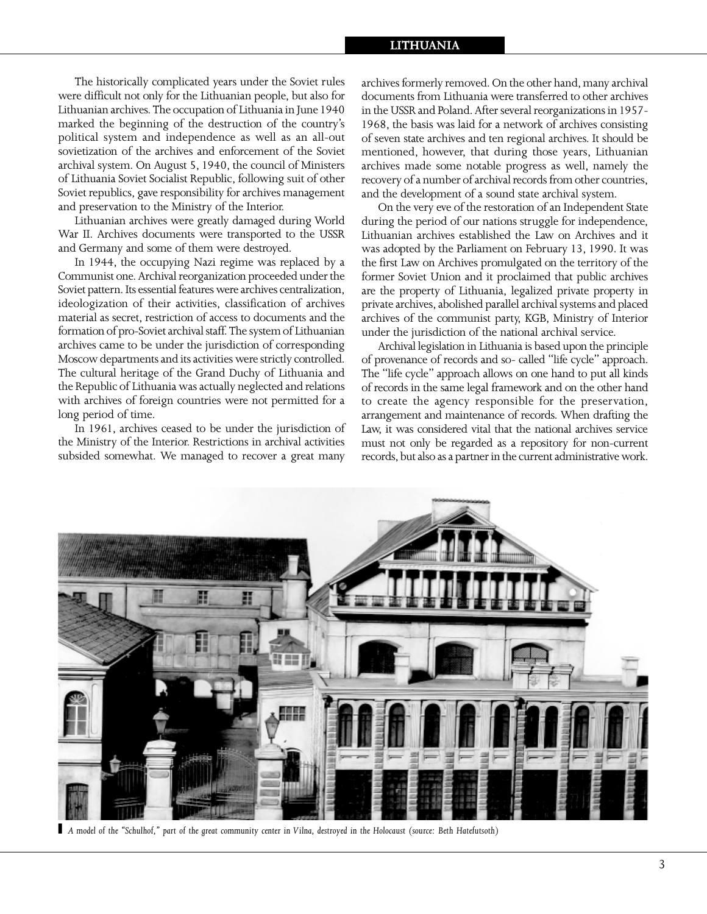The historically complicated years under the Soviet rules were difficult not only for the Lithuanian people, but also for Lithuanian archives. The occupation of Lithuania in June 1940 marked the beginning of the destruction of the country's political system and independence as well as an all-out sovietization of the archives and enforcement of the Soviet archival system. On August 5, 1940, the council of Ministers of Lithuania Soviet Socialist Republic, following suit of other Soviet republics, gave responsibility for archives management and preservation to the Ministry of the Interior.

Lithuanian archives were greatly damaged during World War II. Archives documents were transported to the USSR and Germany and some of them were destroyed.

In 1944, the occupying Nazi regime was replaced by a Communist one. Archival reorganization proceeded under the Soviet pattern. Its essential features were archives centralization, ideologization of their activities, classification of archives material as secret, restriction of access to documents and the formation of pro-Soviet archival staff. The system of Lithuanian archives came to be under the jurisdiction of corresponding Moscow departments and its activities were strictly controlled. The cultural heritage of the Grand Duchy of Lithuania and the Republic of Lithuania was actually neglected and relations with archives of foreign countries were not permitted for a long period of time.

In 1961, archives ceased to be under the jurisdiction of the Ministry of the Interior. Restrictions in archival activities subsided somewhat. We managed to recover a great many archives formerly removed. On the other hand, many archival documents from Lithuania were transferred to other archives in the USSR and Poland. After several reorganizations in 1957-1968, the basis was laid for a network of archives consisting of seven state archives and ten regional archives. It should be mentioned, however, that during those years, Lithuanian archives made some notable progress as well, namely the recovery of a number of archival records from other countries, and the development of a sound state archival system.

On the very eve of the restoration of an Independent State during the period of our nations struggle for independence, Lithuanian archives established the Law on Archives and it was adopted by the Parliament on February 13, 1990. It was the first Law on Archives promulgated on the territory of the former Soviet Union and it proclaimed that public archives are the property of Lithuania, legalized private property in private archives, abolished parallel archival systems and placed archives of the communist party, KGB, Ministry of Interior under the jurisdiction of the national archival service.

Archival legislation in Lithuania is based upon the principle of provenance of records and so- called "life cycle" approach. The "life cycle" approach allows on one hand to put all kinds of records in the same legal framework and on the other hand to create the agency responsible for the preservation, arrangement and maintenance of records. When drafting the Law, it was considered vital that the national archives service must not only be regarded as a repository for non-current records, but also as a partner in the current administrative work.

*A model of the "Schulhof," part of the great community center in Vilna, destroyed in the Holocaust (source: Beth Hatefutsoth)*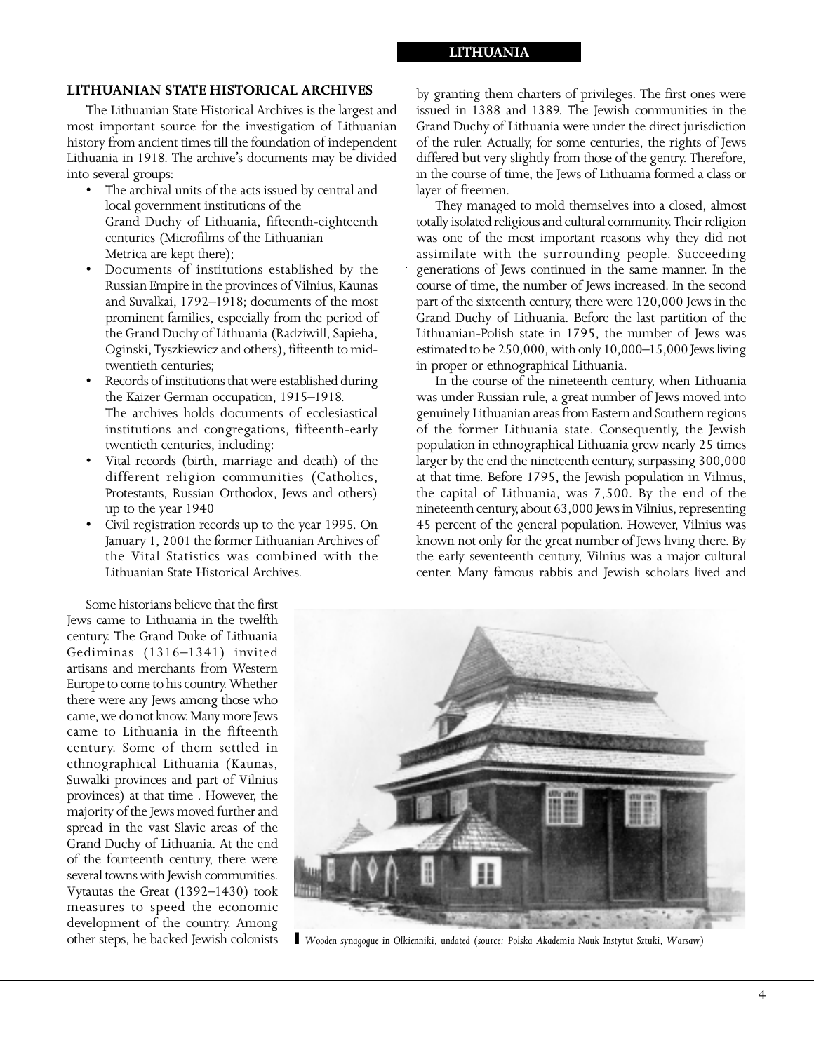## LITHUANIAN STATE HISTORICAL ARCHIVES

The Lithuanian State Historical Archives is the largest and most important source for the investigation of Lithuanian history from ancient times till the foundation of independent Lithuania in 1918. The archive's documents may be divided into several groups:

- The archival units of the acts issued by central and local government institutions of the Grand Duchy of Lithuania, fifteenth-eighteenth centuries (Microfilms of the Lithuanian Metrica are kept there);
- Documents of institutions established by the Russian Empire in the provinces of Vilnius, Kaunas and Suvalkai, 1792–1918; documents of the most prominent families, especially from the period of the Grand Duchy of Lithuania (Radziwill, Sapieha, Oginski, Tyszkiewicz and others), fifteenth to mid-twentieth centuries;
- Records of institutions that were established during the Kaizer German occupation, 1915–1918.
  The archives holds documents of ecclesiastical institutions and congregations, fifteenth-early twentieth centuries, including:
- Vital records (birth, marriage and death) of the different religion communities (Catholics, Protestants, Russian Orthodox, Jews and others) up to the year 1940
- Civil registration records up to the year 1995. On January 1, 2001 the former Lithuanian Archives of the Vital Statistics was combined with the Lithuanian State Historical Archives.

Some historians believe that the first Jews came to Lithuania in the twelfth century. The Grand Duke of Lithuania Gediminas (1316–1341) invited artisans and merchants from Western Europe to come to his country. Whether there were any Jews among those who came, we do not know. Many more Jews came to Lithuania in the fifteenth century. Some of them settled in ethnographical Lithuania (Kaunas, Suwalki provinces and part of Vilnius provinces) at that time . However, the majority of the Jews moved further and spread in the vast Slavic areas of the Grand Duchy of Lithuania. At the end of the fourteenth century, there were several towns with Jewish communities. Vytautas the Great (1392–1430) took measures to speed the economic development of the country. Among other steps, he backed Jewish colonists by granting them charters of privileges. The first ones were issued in 1388 and 1389. The Jewish communities in the Grand Duchy of Lithuania were under the direct jurisdiction of the ruler. Actually, for some centuries, the rights of Jews differed but very slightly from those of the gentry. Therefore, in the course of time, the Jews of Lithuania formed a class or layer of freemen.

They managed to mold themselves into a closed, almost totally isolated religious and cultural community. Their religion was one of the most important reasons why they did not assimilate with the surrounding people. Succeeding generations of Jews continued in the same manner. In the course of time, the number of Jews increased. In the second part of the sixteenth century, there were 120,000 Jews in the Grand Duchy of Lithuania. Before the last partition of the Lithuanian-Polish state in 1795, the number of Jews was estimated to be 250,000, with only 10,000–15,000 Jews living in proper or ethnographical Lithuania.

In the course of the nineteenth century, when Lithuania was under Russian rule, a great number of Jews moved into genuinely Lithuanian areas from Eastern and Southern regions of the former Lithuania state. Consequently, the Jewish population in ethnographical Lithuania grew nearly 25 times larger by the end the nineteenth century, surpassing 300,000 at that time. Before 1795, the Jewish population in Vilnius, the capital of Lithuania, was 7,500. By the end of the nineteenth century, about 63,000 Jews in Vilnius, representing 45 percent of the general population. However, Vilnius was known not only for the great number of Jews living there. By the early seventeenth century, Vilnius was a major cultural center. Many famous rabbis and Jewish scholars lived and

*Wooden synagogue in Olkienniki, undated (source: Polska Akademia Nauk Instytut Sztuki, Warsaw)*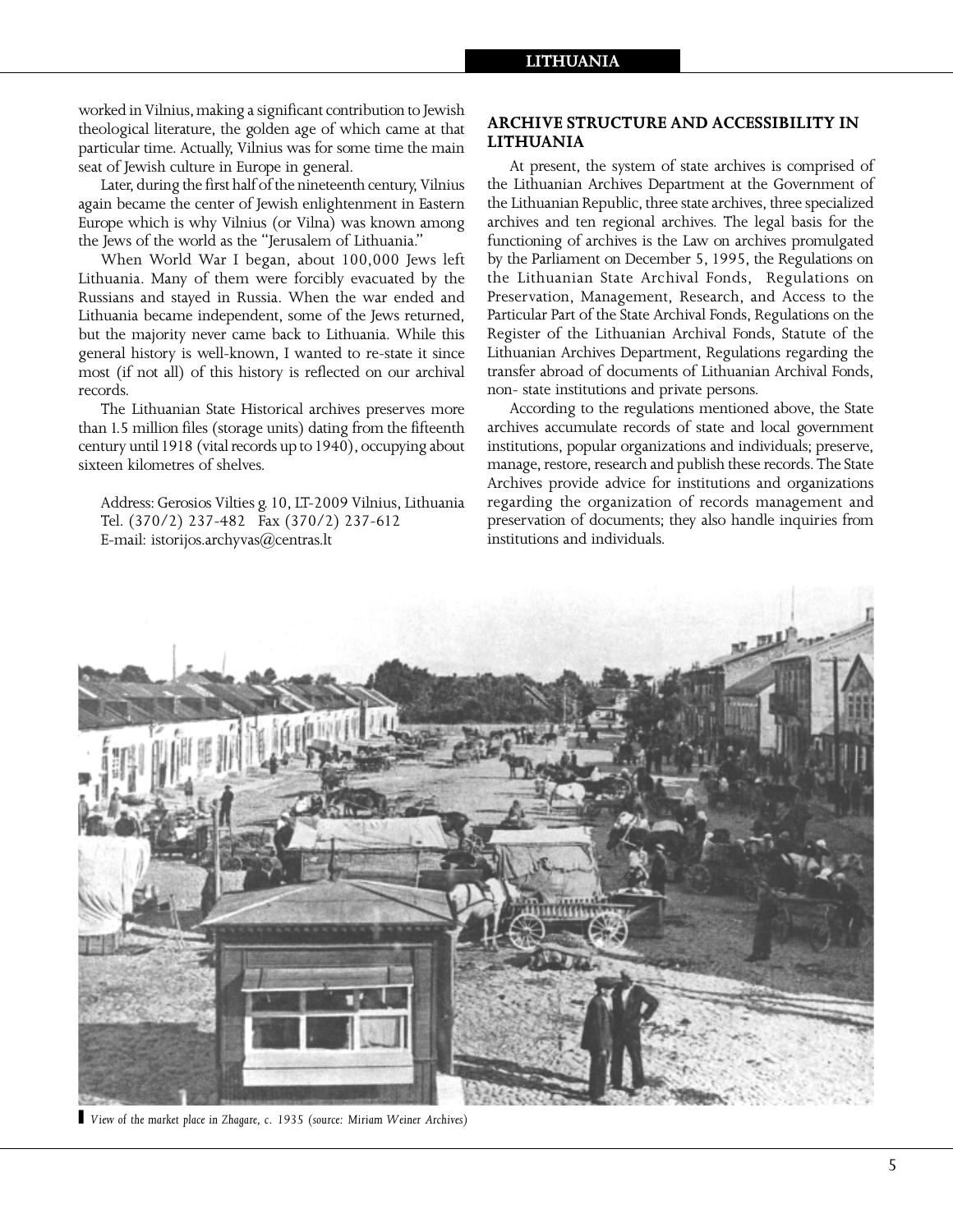worked in Vilnius, making a significant contribution to Jewish theological literature, the golden age of which came at that particular time. Actually, Vilnius was for some time the main seat of Jewish culture in Europe in general.

Later, during the first half of the nineteenth century, Vilnius again became the center of Jewish enlightenment in Eastern Europe which is why Vilnius (or Vilna) was known among the Jews of the world as the "Jerusalem of Lithuania."

When World War I began, about 100,000 Jews left Lithuania. Many of them were forcibly evacuated by the Russians and stayed in Russia. When the war ended and Lithuania became independent, some of the Jews returned, but the majority never came back to Lithuania. While this general history is well-known, I wanted to re-state it since most (if not all) of this history is reflected on our archival records.

The Lithuanian State Historical archives preserves more than 1.5 million files (storage units) dating from the fifteenth century until 1918 (vital records up to 1940), occupying about sixteen kilometres of shelves.

Address: Gerosios Vilties g. 10, LT-2009 Vilnius, Lithuania
Tel. (370/2) 237-482 Fax (370/2) 237-612
E-mail: istorijos.archyvas@centras.lt

## ARCHIVE STRUCTURE AND ACCESSIBILITY IN LITHUANIA

At present, the system of state archives is comprised of the Lithuanian Archives Department at the Government of the Lithuanian Republic, three state archives, three specialized archives and ten regional archives. The legal basis for the functioning of archives is the Law on archives promulgated by the Parliament on December 5, 1995, the Regulations on the Lithuanian State Archival Fonds, Regulations on Preservation, Management, Research, and Access to the Particular Part of the State Archival Fonds, Regulations on the Register of the Lithuanian Archival Fonds, Statute of the Lithuanian Archives Department, Regulations regarding the transfer abroad of documents of Lithuanian Archival Fonds, non- state institutions and private persons.

According to the regulations mentioned above, the State archives accumulate records of state and local government institutions, popular organizations and individuals; preserve, manage, restore, research and publish these records. The State Archives provide advice for institutions and organizations regarding the organization of records management and preservation of documents; they also handle inquiries from institutions and individuals.

*View of the market place in Zhagare, c. 1935 (source: Miriam Weiner Archives)*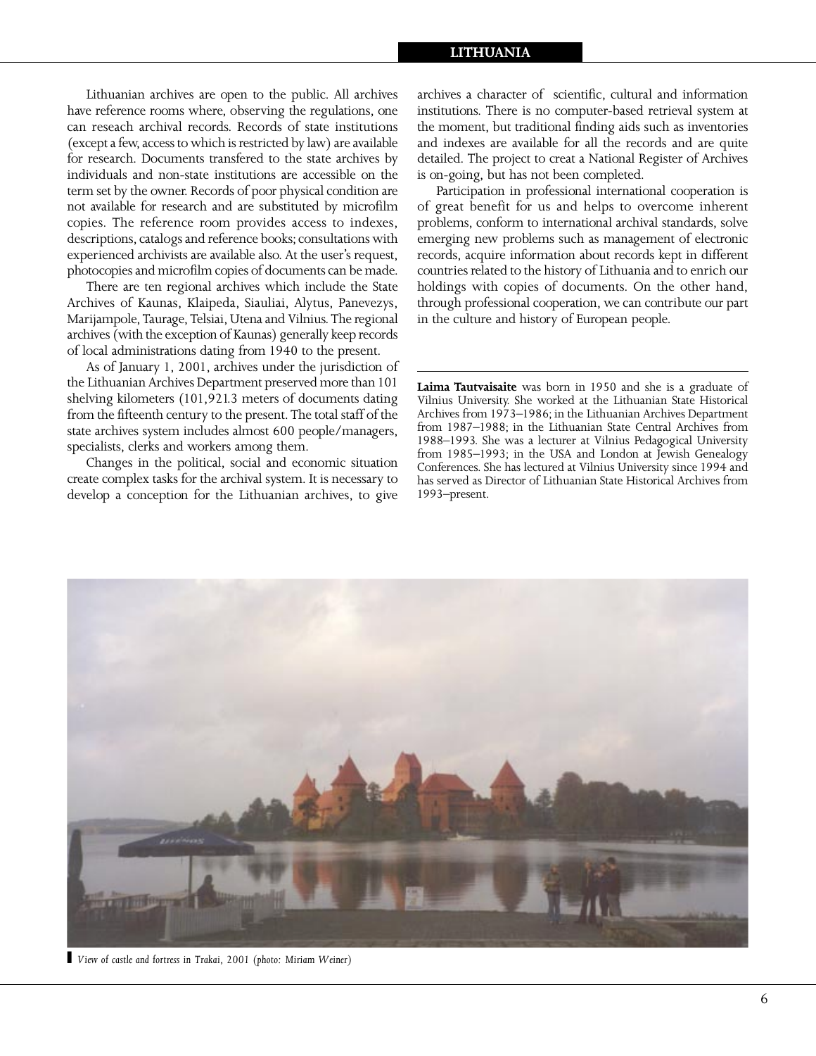Lithuanian archives are open to the public. All archives have reference rooms where, observing the regulations, one can reseach archival records. Records of state institutions (except a few, access to which is restricted by law) are available for research. Documents transfered to the state archives by individuals and non-state institutions are accessible on the term set by the owner. Records of poor physical condition are not available for research and are substituted by microfilm copies. The reference room provides access to indexes, descriptions, catalogs and reference books; consultations with experienced archivists are available also. At the user's request, photocopies and microfilm copies of documents can be made.

There are ten regional archives which include the State Archives of Kaunas, Klaipeda, Siauliai, Alytus, Panevezys, Marijampole, Taurage, Telsiai, Utena and Vilnius. The regional archives (with the exception of Kaunas) generally keep records of local administrations dating from 1940 to the present.

As of January 1, 2001, archives under the jurisdiction of the Lithuanian Archives Department preserved more than 101 shelving kilometers (101,921.3 meters of documents dating from the fifteenth century to the present. The total staff of the state archives system includes almost 600 people/managers, specialists, clerks and workers among them.

Changes in the political, social and economic situation create complex tasks for the archival system. It is necessary to develop a conception for the Lithuanian archives, to give archives a character of scientific, cultural and information institutions. There is no computer-based retrieval system at the moment, but traditional finding aids such as inventories and indexes are available for all the records and are quite detailed. The project to creat a National Register of Archives is on-going, but has not been completed.

Participation in professional international cooperation is of great benefit for us and helps to overcome inherent problems, conform to international archival standards, solve emerging new problems such as management of electronic records, acquire information about records kept in different countries related to the history of Lithuania and to enrich our holdings with copies of documents. On the other hand, through professional cooperation, we can contribute our part in the culture and history of European people.

---

**Laima Tautvaisaite** was born in 1950 and she is a graduate of Vilnius University. She worked at the Lithuanian State Historical Archives from 1973–1986; in the Lithuanian Archives Department from 1987–1988; in the Lithuanian State Central Archives from 1988–1993. She was a lecturer at Vilnius Pedagogical University from 1985–1993; in the USA and London at Jewish Genealogy Conferences. She has lectured at Vilnius University since 1994 and has served as Director of Lithuanian State Historical Archives from 1993–present.

*View of castle and fortress in Trakai, 2001 (photo: Miriam Weiner)*